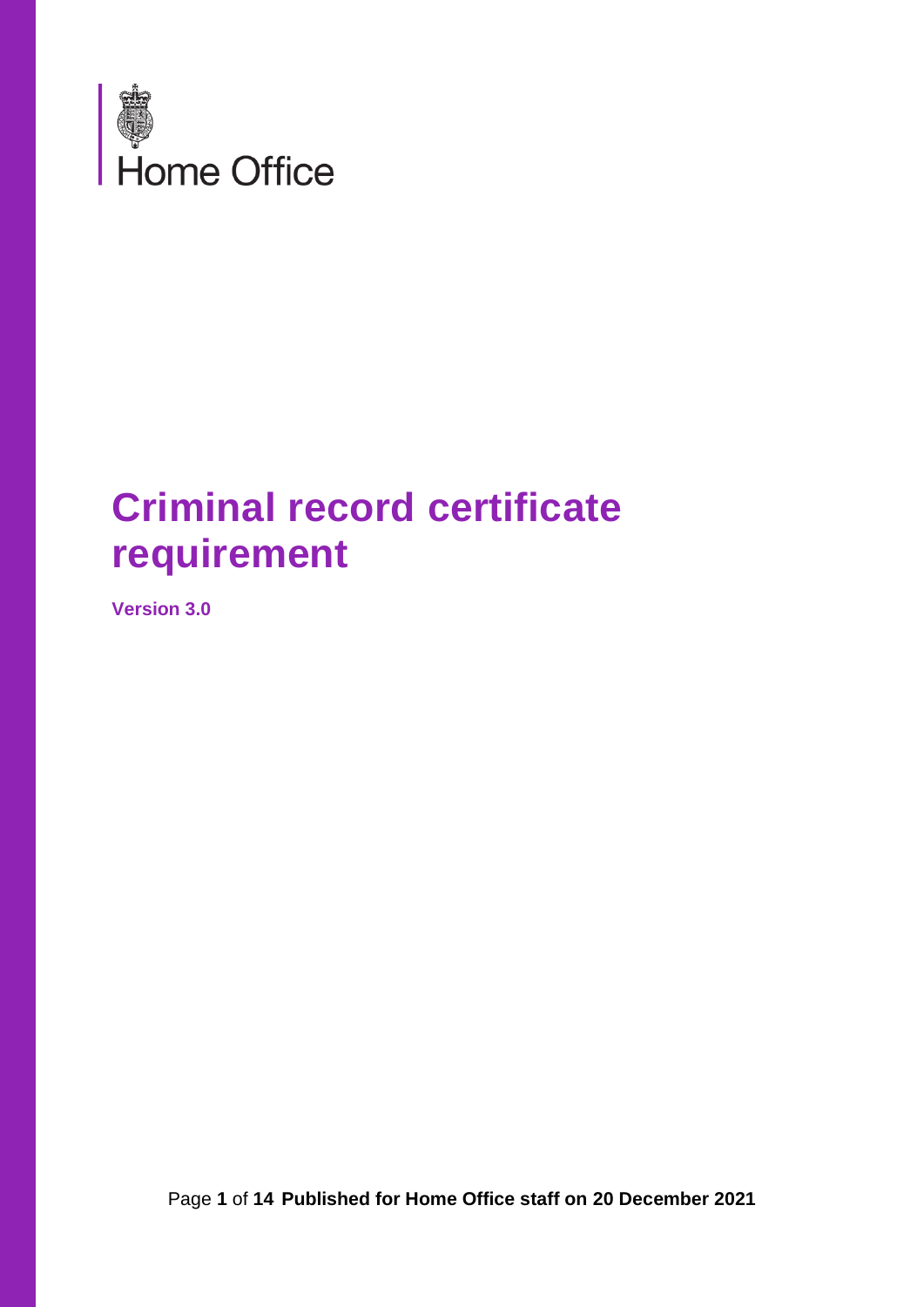Home Office

# Criminal record certificate requirement

**Version 3.0**

Published for Home Office staff on 20 December 2021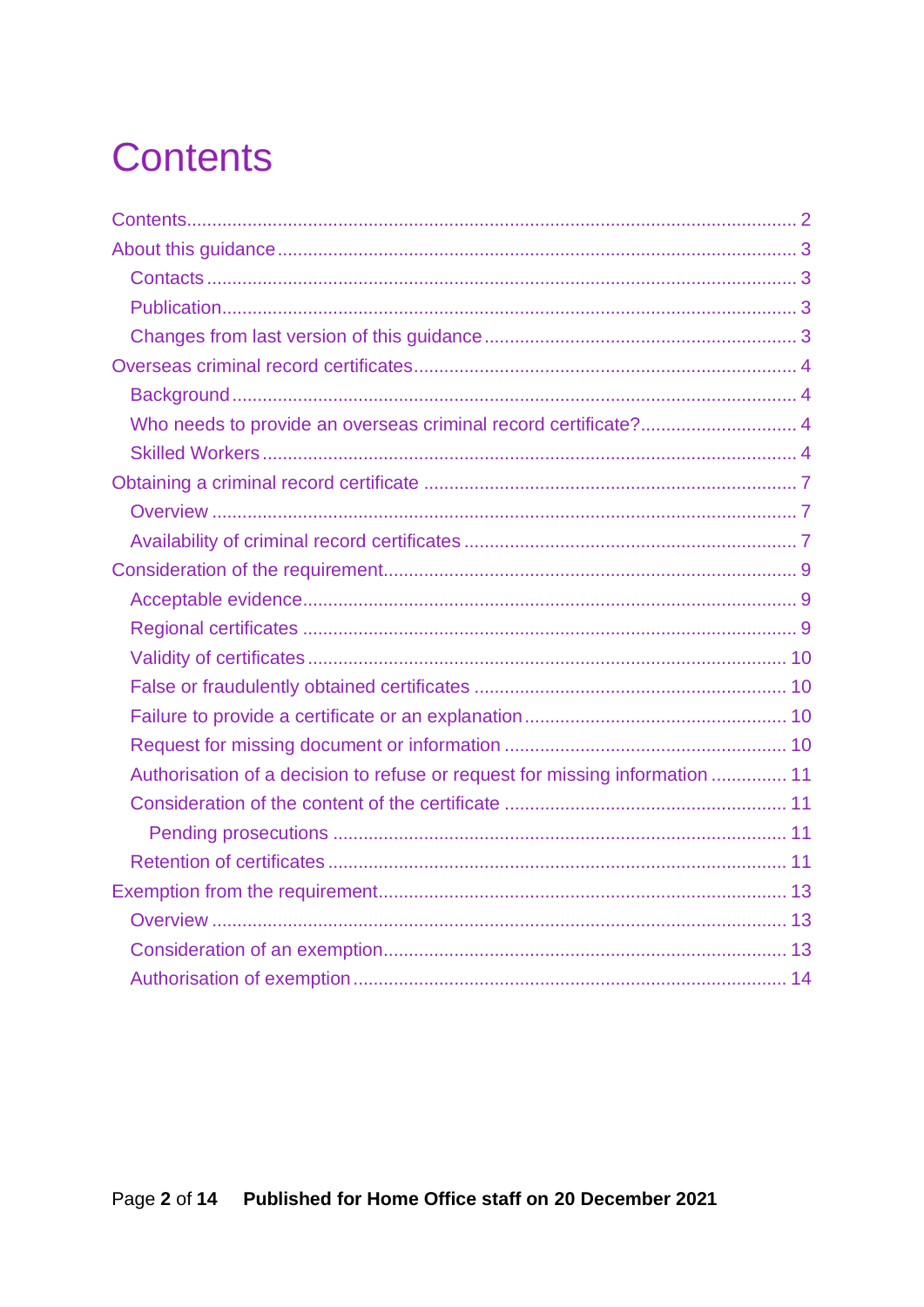# Contents

Contents ..... 2

About this guidance ..... 3

- Contacts ..... 3
- Publication ..... 3
- Changes from last version of this guidance ..... 3

Overseas criminal record certificates ..... 4

- Background ..... 4
- Who needs to provide an overseas criminal record certificate? ..... 4
- Skilled Workers ..... 4

Obtaining a criminal record certificate ..... 7

- Overview ..... 7
- Availability of criminal record certificates ..... 7

Consideration of the requirement ..... 9

- Acceptable evidence ..... 9
- Regional certificates ..... 9
- Validity of certificates ..... 10
- False or fraudulently obtained certificates ..... 10
- Failure to provide a certificate or an explanation ..... 10
- Request for missing document or information ..... 10
- Authorisation of a decision to refuse or request for missing information ..... 11
- Consideration of the content of the certificate ..... 11
  - Pending prosecutions ..... 11
- Retention of certificates ..... 11

Exemption from the requirement ..... 13

- Overview ..... 13
- Consideration of an exemption ..... 13
- Authorisation of exemption ..... 14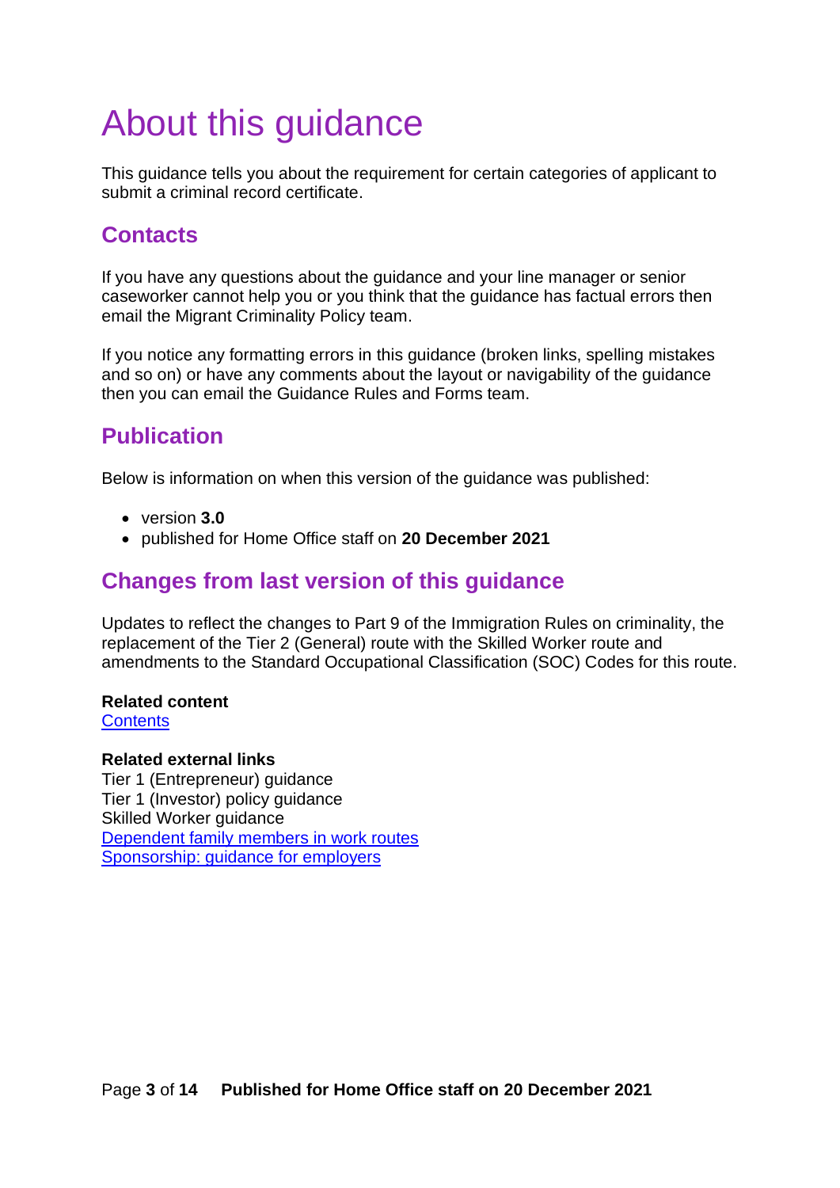# About this guidance

This guidance tells you about the requirement for certain categories of applicant to submit a criminal record certificate.

## Contacts

If you have any questions about the guidance and your line manager or senior caseworker cannot help you or you think that the guidance has factual errors then email the Migrant Criminality Policy team.

If you notice any formatting errors in this guidance (broken links, spelling mistakes and so on) or have any comments about the layout or navigability of the guidance then you can email the Guidance Rules and Forms team.

## Publication

Below is information on when this version of the guidance was published:

- version **3.0**
- published for Home Office staff on **20 December 2021**

## Changes from last version of this guidance

Updates to reflect the changes to Part 9 of the Immigration Rules on criminality, the replacement of the Tier 2 (General) route with the Skilled Worker route and amendments to the Standard Occupational Classification (SOC) Codes for this route.

**Related content**
Contents

**Related external links**
Tier 1 (Entrepreneur) guidance
Tier 1 (Investor) policy guidance
Skilled Worker guidance
Dependent family members in work routes
Sponsorship: guidance for employers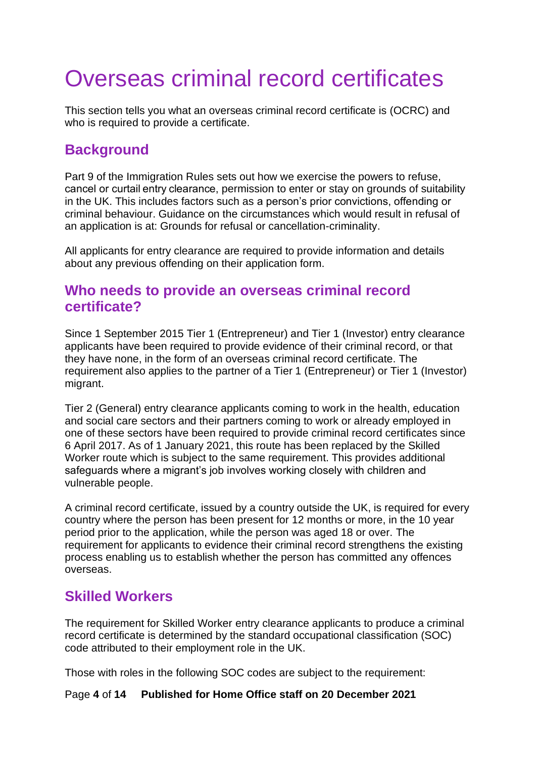# Overseas criminal record certificates

This section tells you what an overseas criminal record certificate is (OCRC) and who is required to provide a certificate.

## Background

Part 9 of the Immigration Rules sets out how we exercise the powers to refuse, cancel or curtail entry clearance, permission to enter or stay on grounds of suitability in the UK. This includes factors such as a person's prior convictions, offending or criminal behaviour. Guidance on the circumstances which would result in refusal of an application is at: Grounds for refusal or cancellation-criminality.

All applicants for entry clearance are required to provide information and details about any previous offending on their application form.

## Who needs to provide an overseas criminal record certificate?

Since 1 September 2015 Tier 1 (Entrepreneur) and Tier 1 (Investor) entry clearance applicants have been required to provide evidence of their criminal record, or that they have none, in the form of an overseas criminal record certificate. The requirement also applies to the partner of a Tier 1 (Entrepreneur) or Tier 1 (Investor) migrant.

Tier 2 (General) entry clearance applicants coming to work in the health, education and social care sectors and their partners coming to work or already employed in one of these sectors have been required to provide criminal record certificates since 6 April 2017. As of 1 January 2021, this route has been replaced by the Skilled Worker route which is subject to the same requirement. This provides additional safeguards where a migrant's job involves working closely with children and vulnerable people.

A criminal record certificate, issued by a country outside the UK, is required for every country where the person has been present for 12 months or more, in the 10 year period prior to the application, while the person was aged 18 or over. The requirement for applicants to evidence their criminal record strengthens the existing process enabling us to establish whether the person has committed any offences overseas.

## Skilled Workers

The requirement for Skilled Worker entry clearance applicants to produce a criminal record certificate is determined by the standard occupational classification (SOC) code attributed to their employment role in the UK.

Those with roles in the following SOC codes are subject to the requirement: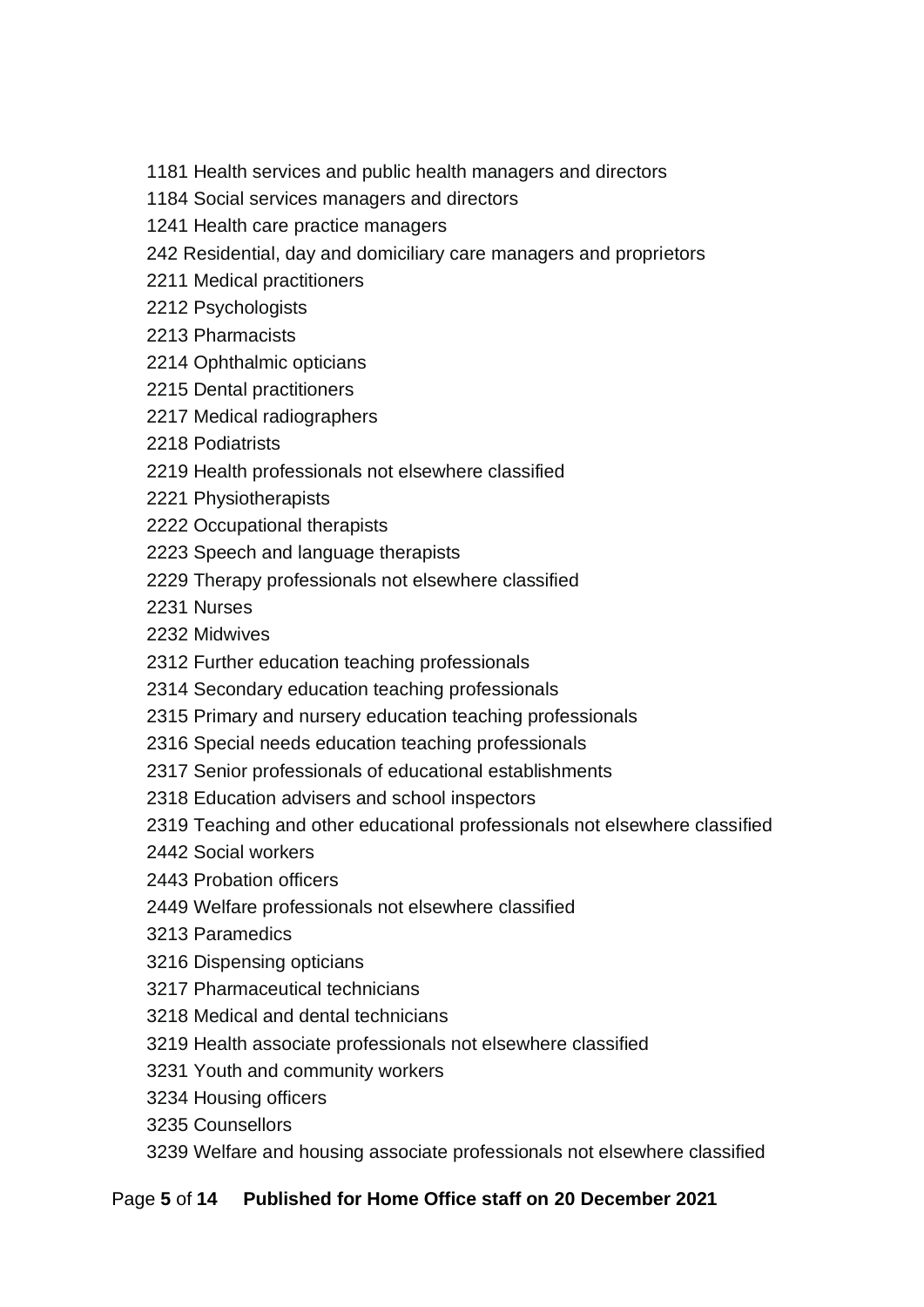1181 Health services and public health managers and directors

1184 Social services managers and directors

1241 Health care practice managers

242 Residential, day and domiciliary care managers and proprietors

2211 Medical practitioners

2212 Psychologists

2213 Pharmacists

2214 Ophthalmic opticians

2215 Dental practitioners

2217 Medical radiographers

2218 Podiatrists

2219 Health professionals not elsewhere classified

2221 Physiotherapists

2222 Occupational therapists

2223 Speech and language therapists

2229 Therapy professionals not elsewhere classified

2231 Nurses

2232 Midwives

2312 Further education teaching professionals

2314 Secondary education teaching professionals

2315 Primary and nursery education teaching professionals

2316 Special needs education teaching professionals

2317 Senior professionals of educational establishments

2318 Education advisers and school inspectors

2319 Teaching and other educational professionals not elsewhere classified

2442 Social workers

2443 Probation officers

2449 Welfare professionals not elsewhere classified

3213 Paramedics

3216 Dispensing opticians

3217 Pharmaceutical technicians

3218 Medical and dental technicians

3219 Health associate professionals not elsewhere classified

3231 Youth and community workers

3234 Housing officers

3235 Counsellors

3239 Welfare and housing associate professionals not elsewhere classified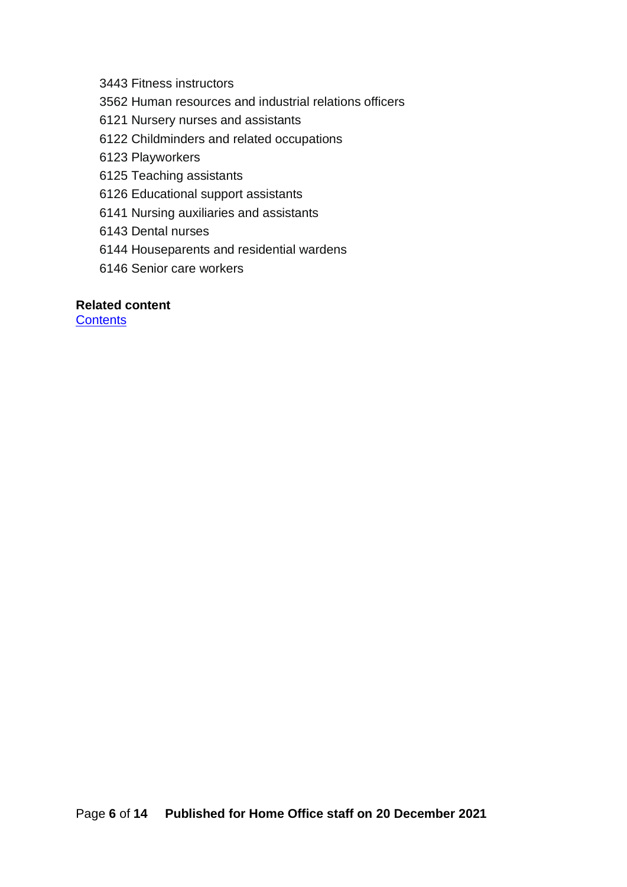3443 Fitness instructors  
3562 Human resources and industrial relations officers  
6121 Nursery nurses and assistants  
6122 Childminders and related occupations  
6123 Playworkers  
6125 Teaching assistants  
6126 Educational support assistants  
6141 Nursing auxiliaries and assistants  
6143 Dental nurses  
6144 Houseparents and residential wardens  
6146 Senior care workers

**Related content**  
Contents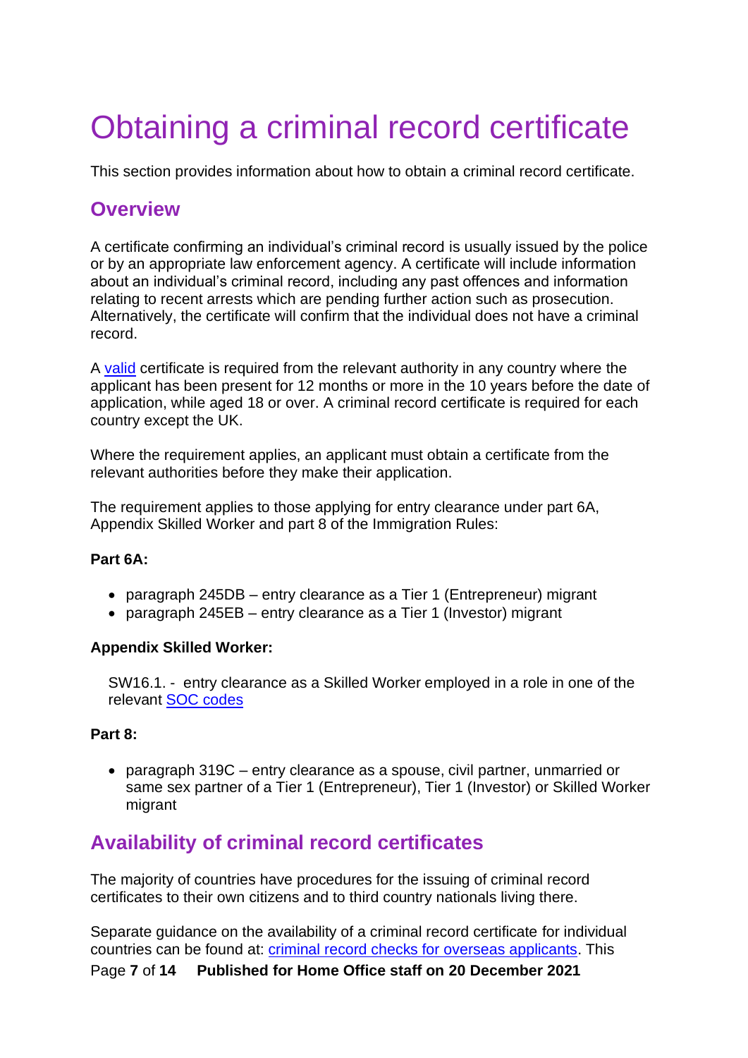# Obtaining a criminal record certificate

This section provides information about how to obtain a criminal record certificate.

## Overview

A certificate confirming an individual's criminal record is usually issued by the police or by an appropriate law enforcement agency. A certificate will include information about an individual's criminal record, including any past offences and information relating to recent arrests which are pending further action such as prosecution. Alternatively, the certificate will confirm that the individual does not have a criminal record.

A valid certificate is required from the relevant authority in any country where the applicant has been present for 12 months or more in the 10 years before the date of application, while aged 18 or over. A criminal record certificate is required for each country except the UK.

Where the requirement applies, an applicant must obtain a certificate from the relevant authorities before they make their application.

The requirement applies to those applying for entry clearance under part 6A, Appendix Skilled Worker and part 8 of the Immigration Rules:

**Part 6A:**

- paragraph 245DB – entry clearance as a Tier 1 (Entrepreneur) migrant
- paragraph 245EB – entry clearance as a Tier 1 (Investor) migrant

**Appendix Skilled Worker:**

SW16.1. - entry clearance as a Skilled Worker employed in a role in one of the relevant SOC codes

**Part 8:**

- paragraph 319C – entry clearance as a spouse, civil partner, unmarried or same sex partner of a Tier 1 (Entrepreneur), Tier 1 (Investor) or Skilled Worker migrant

## Availability of criminal record certificates

The majority of countries have procedures for the issuing of criminal record certificates to their own citizens and to third country nationals living there.

Separate guidance on the availability of a criminal record certificate for individual countries can be found at: criminal record checks for overseas applicants. This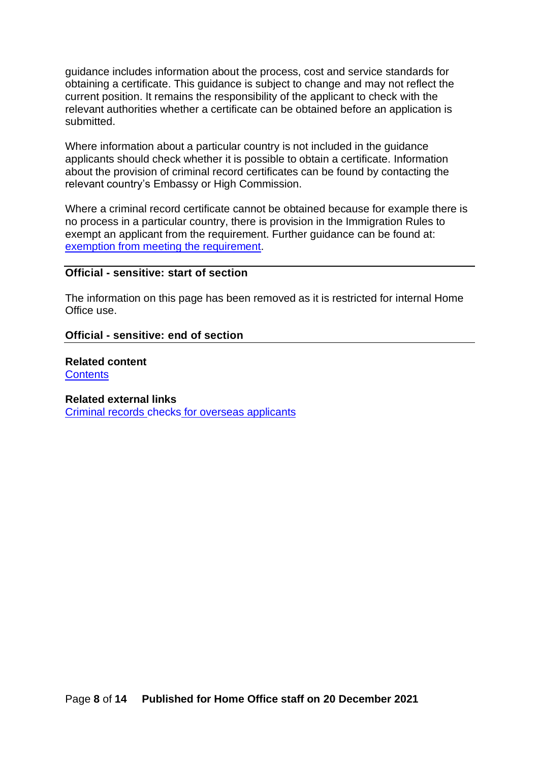guidance includes information about the process, cost and service standards for obtaining a certificate. This guidance is subject to change and may not reflect the current position. It remains the responsibility of the applicant to check with the relevant authorities whether a certificate can be obtained before an application is submitted.

Where information about a particular country is not included in the guidance applicants should check whether it is possible to obtain a certificate. Information about the provision of criminal record certificates can be found by contacting the relevant country's Embassy or High Commission.

Where a criminal record certificate cannot be obtained because for example there is no process in a particular country, there is provision in the Immigration Rules to exempt an applicant from the requirement. Further guidance can be found at: [exemption from meeting the requirement](#).

---

**Official - sensitive: start of section**

The information on this page has been removed as it is restricted for internal Home Office use.

**Official - sensitive: end of section**

---

**Related content**
[Contents](#)

**Related external links**
[Criminal records checks for overseas applicants](#)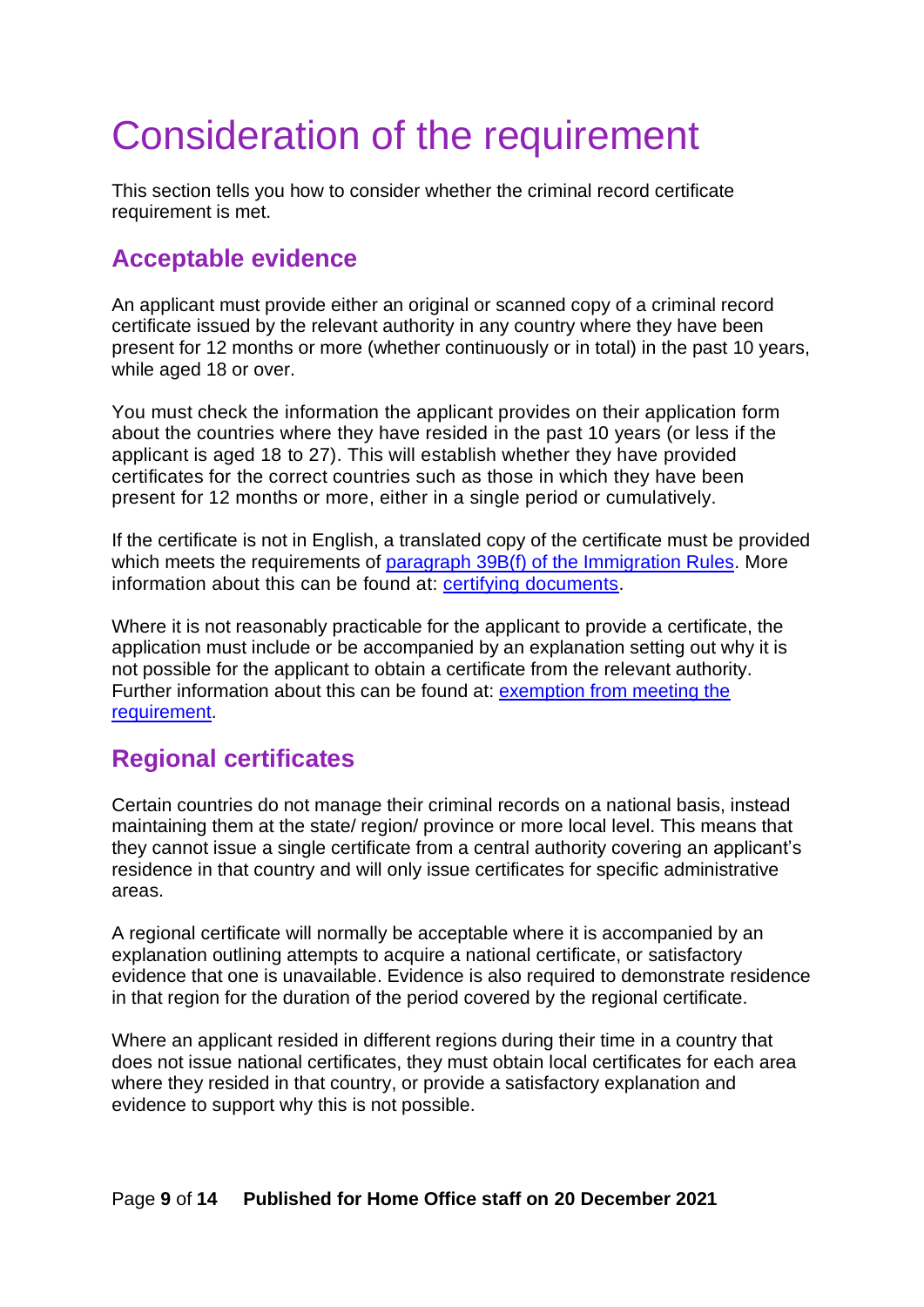# Consideration of the requirement

This section tells you how to consider whether the criminal record certificate requirement is met.

## Acceptable evidence

An applicant must provide either an original or scanned copy of a criminal record certificate issued by the relevant authority in any country where they have been present for 12 months or more (whether continuously or in total) in the past 10 years, while aged 18 or over.

You must check the information the applicant provides on their application form about the countries where they have resided in the past 10 years (or less if the applicant is aged 18 to 27). This will establish whether they have provided certificates for the correct countries such as those in which they have been present for 12 months or more, either in a single period or cumulatively.

If the certificate is not in English, a translated copy of the certificate must be provided which meets the requirements of [paragraph 39B(f) of the Immigration Rules](). More information about this can be found at: [certifying documents]().

Where it is not reasonably practicable for the applicant to provide a certificate, the application must include or be accompanied by an explanation setting out why it is not possible for the applicant to obtain a certificate from the relevant authority. Further information about this can be found at: [exemption from meeting the requirement]().

## Regional certificates

Certain countries do not manage their criminal records on a national basis, instead maintaining them at the state/ region/ province or more local level. This means that they cannot issue a single certificate from a central authority covering an applicant's residence in that country and will only issue certificates for specific administrative areas.

A regional certificate will normally be acceptable where it is accompanied by an explanation outlining attempts to acquire a national certificate, or satisfactory evidence that one is unavailable. Evidence is also required to demonstrate residence in that region for the duration of the period covered by the regional certificate.

Where an applicant resided in different regions during their time in a country that does not issue national certificates, they must obtain local certificates for each area where they resided in that country, or provide a satisfactory explanation and evidence to support why this is not possible.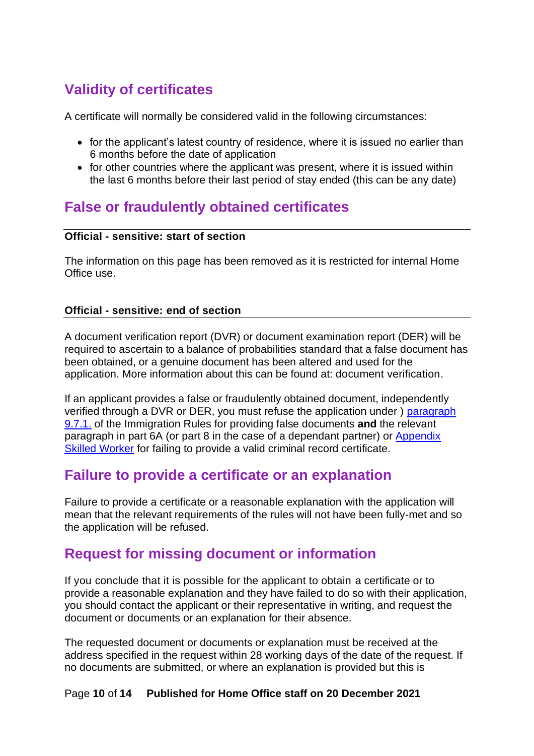## Validity of certificates

A certificate will normally be considered valid in the following circumstances:

- for the applicant's latest country of residence, where it is issued no earlier than 6 months before the date of application
- for other countries where the applicant was present, where it is issued within the last 6 months before their last period of stay ended (this can be any date)

## False or fraudulently obtained certificates

**Official - sensitive: start of section**

The information on this page has been removed as it is restricted for internal Home Office use.

**Official - sensitive: end of section**

A document verification report (DVR) or document examination report (DER) will be required to ascertain to a balance of probabilities standard that a false document has been obtained, or a genuine document has been altered and used for the application. More information about this can be found at: document verification.

If an applicant provides a false or fraudulently obtained document, independently verified through a DVR or DER, you must refuse the application under ) paragraph 9.7.1. of the Immigration Rules for providing false documents **and** the relevant paragraph in part 6A (or part 8 in the case of a dependant partner) or Appendix Skilled Worker for failing to provide a valid criminal record certificate.

## Failure to provide a certificate or an explanation

Failure to provide a certificate or a reasonable explanation with the application will mean that the relevant requirements of the rules will not have been fully-met and so the application will be refused.

## Request for missing document or information

If you conclude that it is possible for the applicant to obtain a certificate or to provide a reasonable explanation and they have failed to do so with their application, you should contact the applicant or their representative in writing, and request the document or documents or an explanation for their absence.

The requested document or documents or explanation must be received at the address specified in the request within 28 working days of the date of the request. If no documents are submitted, or where an explanation is provided but this is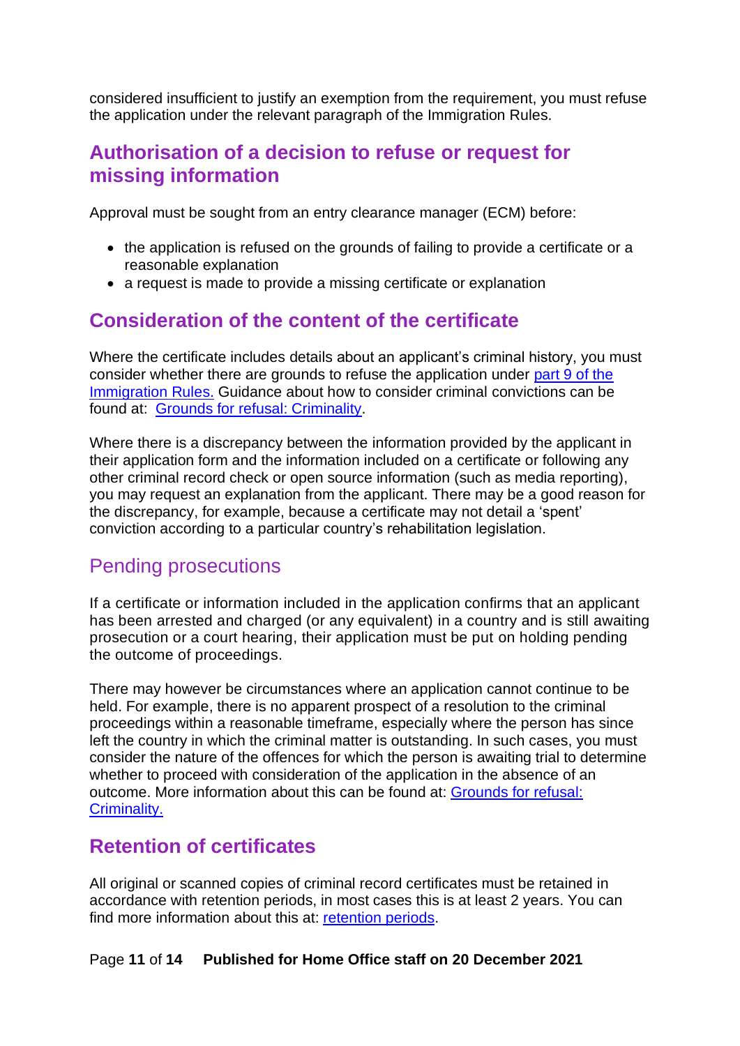considered insufficient to justify an exemption from the requirement, you must refuse the application under the relevant paragraph of the Immigration Rules.

## Authorisation of a decision to refuse or request for missing information

Approval must be sought from an entry clearance manager (ECM) before:

- the application is refused on the grounds of failing to provide a certificate or a reasonable explanation
- a request is made to provide a missing certificate or explanation

## Consideration of the content of the certificate

Where the certificate includes details about an applicant's criminal history, you must consider whether there are grounds to refuse the application under part 9 of the Immigration Rules. Guidance about how to consider criminal convictions can be found at: Grounds for refusal: Criminality.

Where there is a discrepancy between the information provided by the applicant in their application form and the information included on a certificate or following any other criminal record check or open source information (such as media reporting), you may request an explanation from the applicant. There may be a good reason for the discrepancy, for example, because a certificate may not detail a 'spent' conviction according to a particular country's rehabilitation legislation.

### Pending prosecutions

If a certificate or information included in the application confirms that an applicant has been arrested and charged (or any equivalent) in a country and is still awaiting prosecution or a court hearing, their application must be put on holding pending the outcome of proceedings.

There may however be circumstances where an application cannot continue to be held. For example, there is no apparent prospect of a resolution to the criminal proceedings within a reasonable timeframe, especially where the person has since left the country in which the criminal matter is outstanding. In such cases, you must consider the nature of the offences for which the person is awaiting trial to determine whether to proceed with consideration of the application in the absence of an outcome. More information about this can be found at: Grounds for refusal: Criminality.

## Retention of certificates

All original or scanned copies of criminal record certificates must be retained in accordance with retention periods, in most cases this is at least 2 years. You can find more information about this at: retention periods.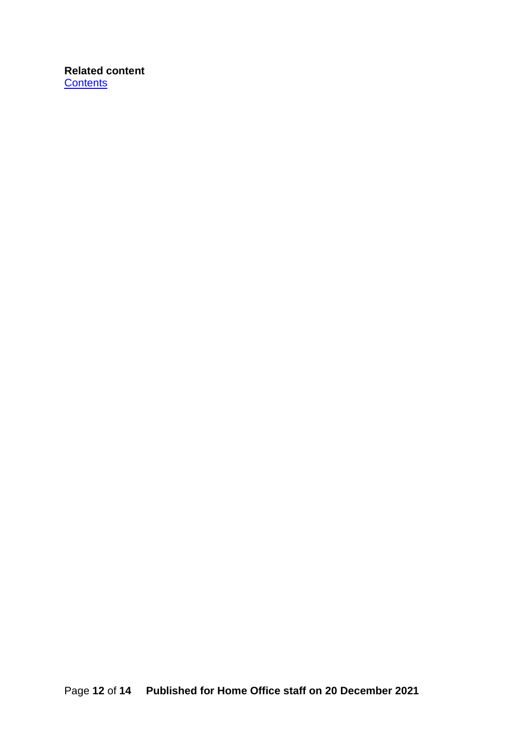**Related content**
Contents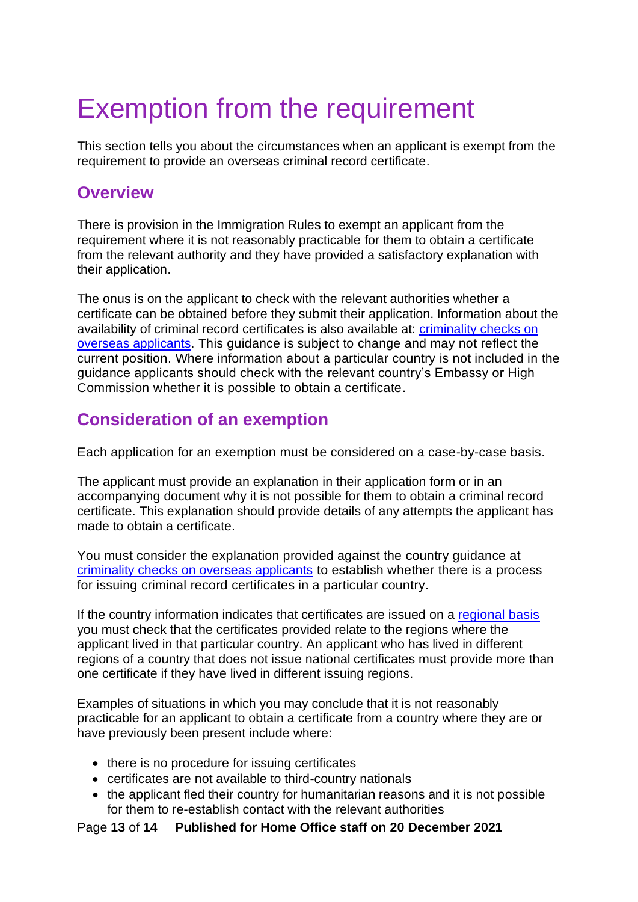# Exemption from the requirement

This section tells you about the circumstances when an applicant is exempt from the requirement to provide an overseas criminal record certificate.

## Overview

There is provision in the Immigration Rules to exempt an applicant from the requirement where it is not reasonably practicable for them to obtain a certificate from the relevant authority and they have provided a satisfactory explanation with their application.

The onus is on the applicant to check with the relevant authorities whether a certificate can be obtained before they submit their application. Information about the availability of criminal record certificates is also available at: criminality checks on overseas applicants. This guidance is subject to change and may not reflect the current position. Where information about a particular country is not included in the guidance applicants should check with the relevant country's Embassy or High Commission whether it is possible to obtain a certificate.

## Consideration of an exemption

Each application for an exemption must be considered on a case-by-case basis.

The applicant must provide an explanation in their application form or in an accompanying document why it is not possible for them to obtain a criminal record certificate. This explanation should provide details of any attempts the applicant has made to obtain a certificate.

You must consider the explanation provided against the country guidance at criminality checks on overseas applicants to establish whether there is a process for issuing criminal record certificates in a particular country.

If the country information indicates that certificates are issued on a regional basis you must check that the certificates provided relate to the regions where the applicant lived in that particular country. An applicant who has lived in different regions of a country that does not issue national certificates must provide more than one certificate if they have lived in different issuing regions.

Examples of situations in which you may conclude that it is not reasonably practicable for an applicant to obtain a certificate from a country where they are or have previously been present include where:

- there is no procedure for issuing certificates
- certificates are not available to third-country nationals
- the applicant fled their country for humanitarian reasons and it is not possible for them to re-establish contact with the relevant authorities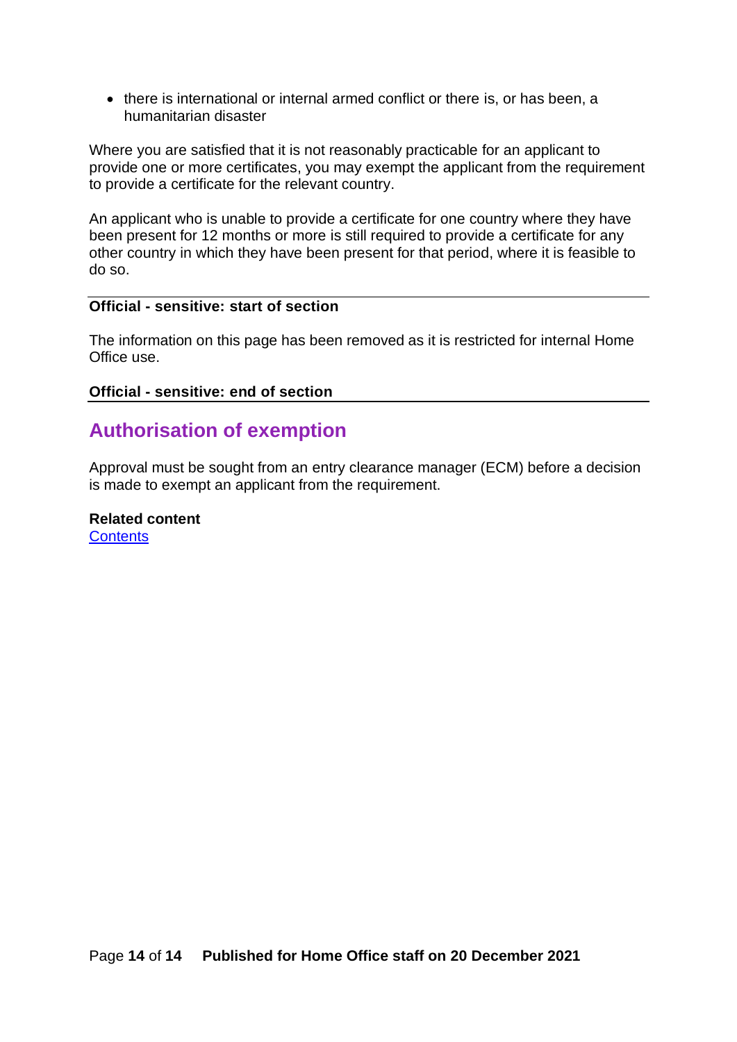- there is international or internal armed conflict or there is, or has been, a humanitarian disaster

Where you are satisfied that it is not reasonably practicable for an applicant to provide one or more certificates, you may exempt the applicant from the requirement to provide a certificate for the relevant country.

An applicant who is unable to provide a certificate for one country where they have been present for 12 months or more is still required to provide a certificate for any other country in which they have been present for that period, where it is feasible to do so.

---

**Official - sensitive: start of section**

The information on this page has been removed as it is restricted for internal Home Office use.

**Official - sensitive: end of section**

---

## Authorisation of exemption

Approval must be sought from an entry clearance manager (ECM) before a decision is made to exempt an applicant from the requirement.

**Related content**
[Contents]